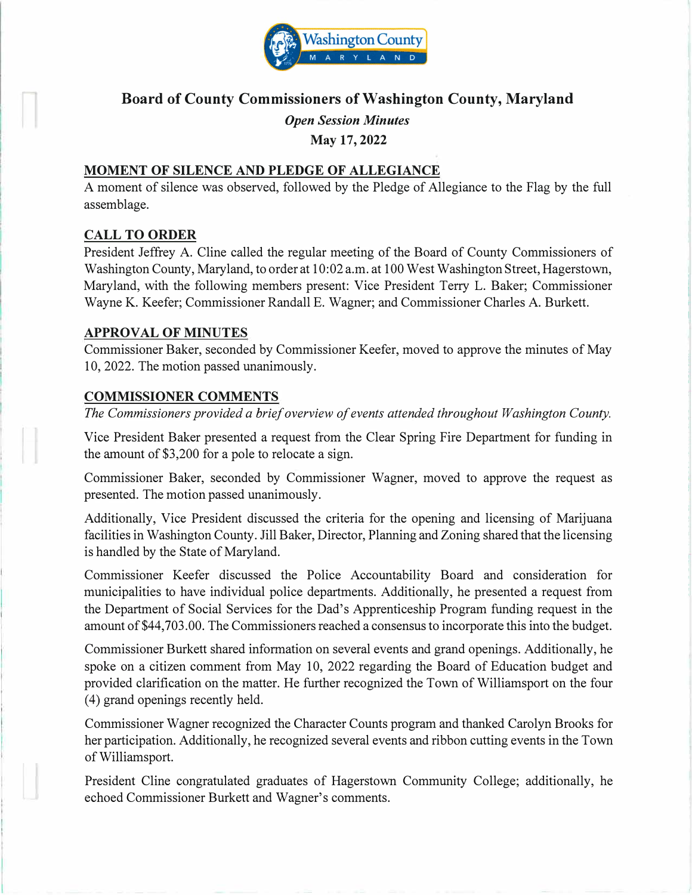# Board of County Commissioners of Washington County, Maryland

*Open Session Minutes*

**May 17, 2022**

## MOMENT OF SILENCE AND PLEDGE OF ALLEGIANCE

A moment of silence was observed, followed by the Pledge of Allegiance to the Flag by the full assemblage.

## CALL TO ORDER

President Jeffrey A. Cline called the regular meeting of the Board of County Commissioners of Washington County, Maryland, to order at 10:02 a.m. at 100 West Washington Street, Hagerstown, Maryland, with the following members present: Vice President Terry L. Baker; Commissioner Wayne K. Keefer; Commissioner Randall E. Wagner; and Commissioner Charles A. Burkett.

## APPROVAL OF MINUTES

Commissioner Baker, seconded by Commissioner Keefer, moved to approve the minutes of May 10, 2022. The motion passed unanimously.

## COMMISSIONER COMMENTS

*The Commissioners provided a brief overview of events attended throughout Washington County.*

Vice President Baker presented a request from the Clear Spring Fire Department for funding in the amount of $3,200 for a pole to relocate a sign.

Commissioner Baker, seconded by Commissioner Wagner, moved to approve the request as presented. The motion passed unanimously.

Additionally, Vice President discussed the criteria for the opening and licensing of Marijuana facilities in Washington County. Jill Baker, Director, Planning and Zoning shared that the licensing is handled by the State of Maryland.

Commissioner Keefer discussed the Police Accountability Board and consideration for municipalities to have individual police departments. Additionally, he presented a request from the Department of Social Services for the Dad's Apprenticeship Program funding request in the amount of $44,703.00. The Commissioners reached a consensus to incorporate this into the budget.

Commissioner Burkett shared information on several events and grand openings. Additionally, he spoke on a citizen comment from May 10, 2022 regarding the Board of Education budget and provided clarification on the matter. He further recognized the Town of Williamsport on the four (4) grand openings recently held.

Commissioner Wagner recognized the Character Counts program and thanked Carolyn Brooks for her participation. Additionally, he recognized several events and ribbon cutting events in the Town of Williamsport.

President Cline congratulated graduates of Hagerstown Community College; additionally, he echoed Commissioner Burkett and Wagner's comments.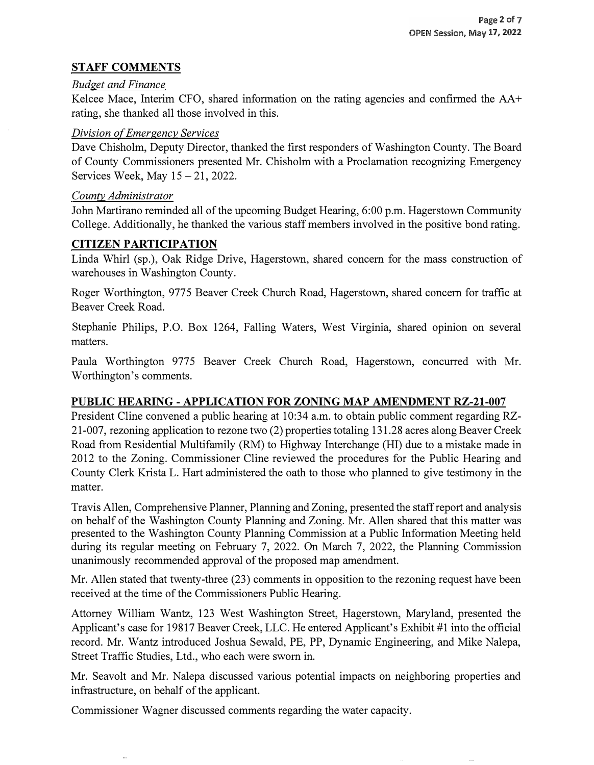## STAFF COMMENTS

*Budget and Finance*

Kelcee Mace, Interim CFO, shared information on the rating agencies and confirmed the AA+ rating, she thanked all those involved in this.

*Division of Emergency Services*

Dave Chisholm, Deputy Director, thanked the first responders of Washington County. The Board of County Commissioners presented Mr. Chisholm with a Proclamation recognizing Emergency Services Week, May 15 – 21, 2022.

*County Administrator*

John Martirano reminded all of the upcoming Budget Hearing, 6:00 p.m. Hagerstown Community College. Additionally, he thanked the various staff members involved in the positive bond rating.

## CITIZEN PARTICIPATION

Linda Whirl (sp.), Oak Ridge Drive, Hagerstown, shared concern for the mass construction of warehouses in Washington County.

Roger Worthington, 9775 Beaver Creek Church Road, Hagerstown, shared concern for traffic at Beaver Creek Road.

Stephanie Philips, P.O. Box 1264, Falling Waters, West Virginia, shared opinion on several matters.

Paula Worthington 9775 Beaver Creek Church Road, Hagerstown, concurred with Mr. Worthington's comments.

## PUBLIC HEARING - APPLICATION FOR ZONING MAP AMENDMENT RZ-21-007

President Cline convened a public hearing at 10:34 a.m. to obtain public comment regarding RZ-21-007, rezoning application to rezone two (2) properties totaling 131.28 acres along Beaver Creek Road from Residential Multifamily (RM) to Highway Interchange (HI) due to a mistake made in 2012 to the Zoning. Commissioner Cline reviewed the procedures for the Public Hearing and County Clerk Krista L. Hart administered the oath to those who planned to give testimony in the matter.

Travis Allen, Comprehensive Planner, Planning and Zoning, presented the staff report and analysis on behalf of the Washington County Planning and Zoning. Mr. Allen shared that this matter was presented to the Washington County Planning Commission at a Public Information Meeting held during its regular meeting on February 7, 2022. On March 7, 2022, the Planning Commission unanimously recommended approval of the proposed map amendment.

Mr. Allen stated that twenty-three (23) comments in opposition to the rezoning request have been received at the time of the Commissioners Public Hearing.

Attorney William Wantz, 123 West Washington Street, Hagerstown, Maryland, presented the Applicant's case for 19817 Beaver Creek, LLC. He entered Applicant's Exhibit #1 into the official record. Mr. Wantz introduced Joshua Sewald, PE, PP, Dynamic Engineering, and Mike Nalepa, Street Traffic Studies, Ltd., who each were sworn in.

Mr. Seavolt and Mr. Nalepa discussed various potential impacts on neighboring properties and infrastructure, on behalf of the applicant.

Commissioner Wagner discussed comments regarding the water capacity.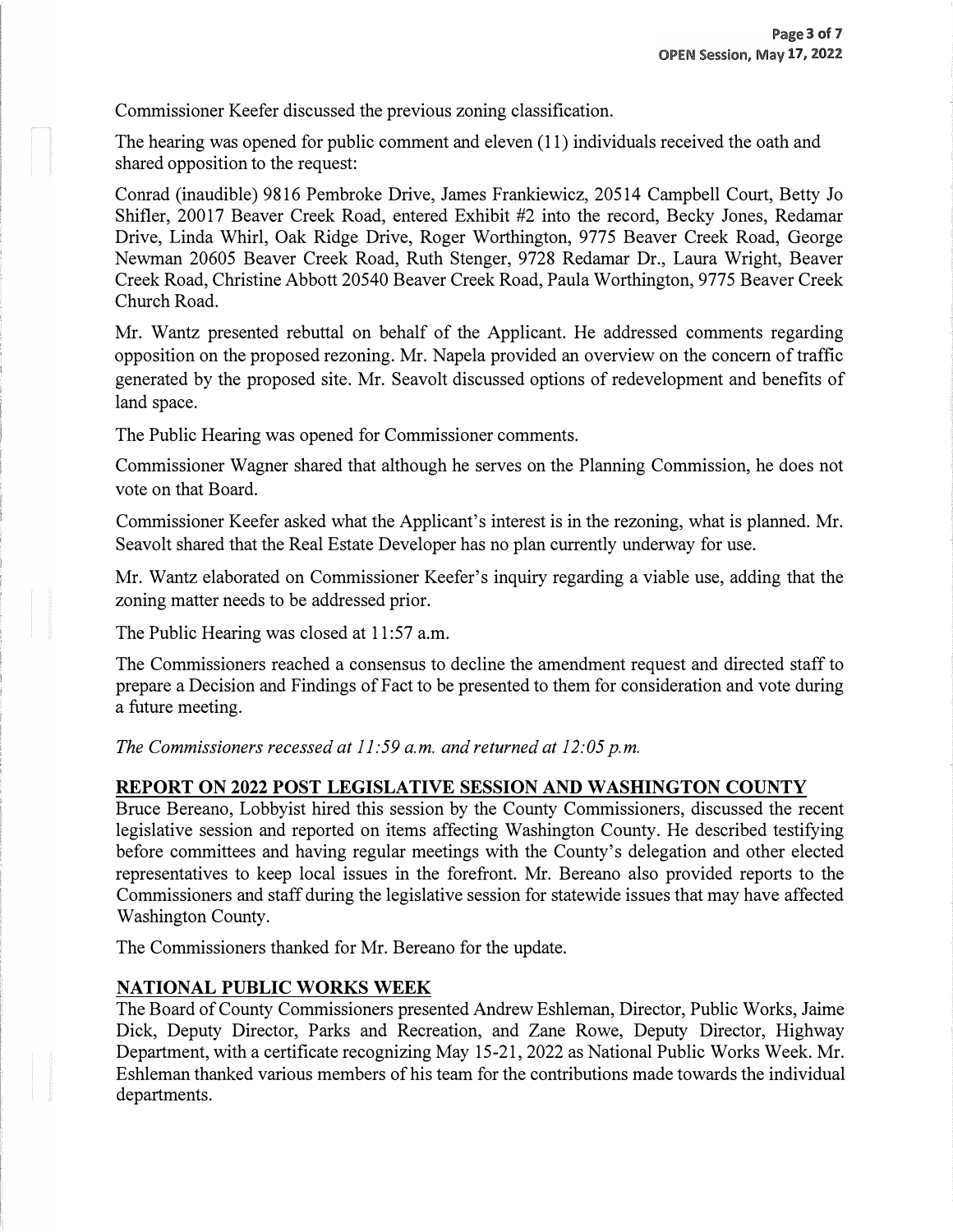Commissioner Keefer discussed the previous zoning classification.

The hearing was opened for public comment and eleven (11) individuals received the oath and shared opposition to the request:

Conrad (inaudible) 9816 Pembroke Drive, James Frankiewicz, 20514 Campbell Court, Betty Jo Shifler, 20017 Beaver Creek Road, entered Exhibit #2 into the record, Becky Jones, Redamar Drive, Linda Whirl, Oak Ridge Drive, Roger Worthington, 9775 Beaver Creek Road, George Newman 20605 Beaver Creek Road, Ruth Stenger, 9728 Redamar Dr., Laura Wright, Beaver Creek Road, Christine Abbott 20540 Beaver Creek Road, Paula Worthington, 9775 Beaver Creek Church Road.

Mr. Wantz presented rebuttal on behalf of the Applicant. He addressed comments regarding opposition on the proposed rezoning. Mr. Napela provided an overview on the concern of traffic generated by the proposed site. Mr. Seavolt discussed options of redevelopment and benefits of land space.

The Public Hearing was opened for Commissioner comments.

Commissioner Wagner shared that although he serves on the Planning Commission, he does not vote on that Board.

Commissioner Keefer asked what the Applicant's interest is in the rezoning, what is planned. Mr. Seavolt shared that the Real Estate Developer has no plan currently underway for use.

Mr. Wantz elaborated on Commissioner Keefer's inquiry regarding a viable use, adding that the zoning matter needs to be addressed prior.

The Public Hearing was closed at 11:57 a.m.

The Commissioners reached a consensus to decline the amendment request and directed staff to prepare a Decision and Findings of Fact to be presented to them for consideration and vote during a future meeting.

*The Commissioners recessed at 11:59 a.m. and returned at 12:05 p.m.*

## REPORT ON 2022 POST LEGISLATIVE SESSION AND WASHINGTON COUNTY

Bruce Bereano, Lobbyist hired this session by the County Commissioners, discussed the recent legislative session and reported on items affecting Washington County. He described testifying before committees and having regular meetings with the County's delegation and other elected representatives to keep local issues in the forefront. Mr. Bereano also provided reports to the Commissioners and staff during the legislative session for statewide issues that may have affected Washington County.

The Commissioners thanked for Mr. Bereano for the update.

## NATIONAL PUBLIC WORKS WEEK

The Board of County Commissioners presented Andrew Eshleman, Director, Public Works, Jaime Dick, Deputy Director, Parks and Recreation, and Zane Rowe, Deputy Director, Highway Department, with a certificate recognizing May 15-21, 2022 as National Public Works Week. Mr. Eshleman thanked various members of his team for the contributions made towards the individual departments.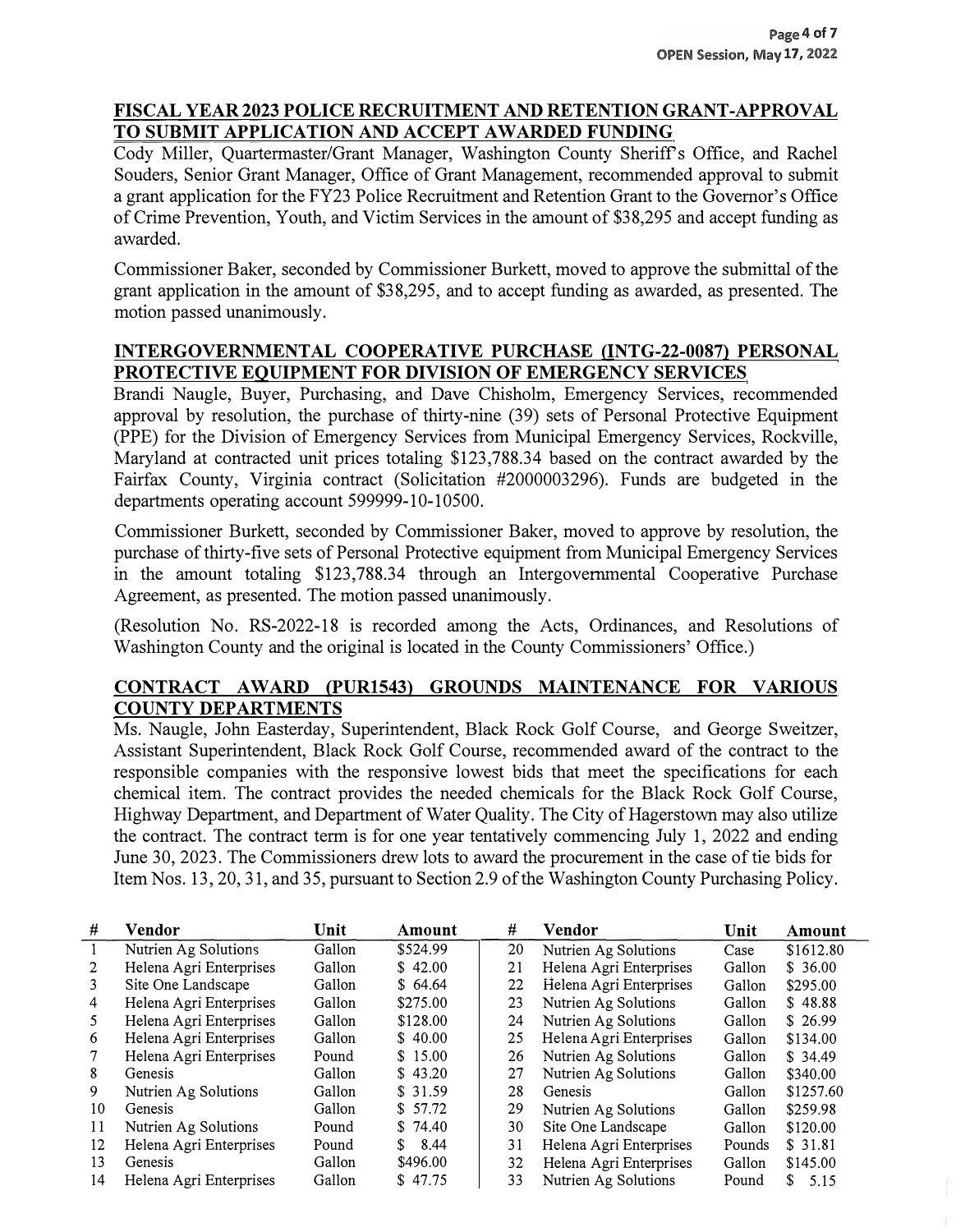**FISCAL YEAR 2023 POLICE RECRUITMENT AND RETENTION GRANT-APPROVAL TO SUBMIT APPLICATION AND ACCEPT AWARDED FUNDING**

Cody Miller, Quartermaster/Grant Manager, Washington County Sheriff's Office, and Rachel Souders, Senior Grant Manager, Office of Grant Management, recommended approval to submit a grant application for the FY23 Police Recruitment and Retention Grant to the Governor's Office of Crime Prevention, Youth, and Victim Services in the amount of $38,295 and accept funding as awarded.

Commissioner Baker, seconded by Commissioner Burkett, moved to approve the submittal of the grant application in the amount of $38,295, and to accept funding as awarded, as presented. The motion passed unanimously.

**INTERGOVERNMENTAL COOPERATIVE PURCHASE (INTG-22-0087) PERSONAL PROTECTIVE EQUIPMENT FOR DIVISION OF EMERGENCY SERVICES**

Brandi Naugle, Buyer, Purchasing, and Dave Chisholm, Emergency Services, recommended approval by resolution, the purchase of thirty-nine (39) sets of Personal Protective Equipment (PPE) for the Division of Emergency Services from Municipal Emergency Services, Rockville, Maryland at contracted unit prices totaling $123,788.34 based on the contract awarded by the Fairfax County, Virginia contract (Solicitation #2000003296). Funds are budgeted in the departments operating account 599999-10-10500.

Commissioner Burkett, seconded by Commissioner Baker, moved to approve by resolution, the purchase of thirty-five sets of Personal Protective equipment from Municipal Emergency Services in the amount totaling $123,788.34 through an Intergovernmental Cooperative Purchase Agreement, as presented. The motion passed unanimously.

(Resolution No. RS-2022-18 is recorded among the Acts, Ordinances, and Resolutions of Washington County and the original is located in the County Commissioners' Office.)

**CONTRACT AWARD (PUR1543) GROUNDS MAINTENANCE FOR VARIOUS COUNTY DEPARTMENTS**

Ms. Naugle, John Easterday, Superintendent, Black Rock Golf Course, and George Sweitzer, Assistant Superintendent, Black Rock Golf Course, recommended award of the contract to the responsible companies with the responsive lowest bids that meet the specifications for each chemical item. The contract provides the needed chemicals for the Black Rock Golf Course, Highway Department, and Department of Water Quality. The City of Hagerstown may also utilize the contract. The contract term is for one year tentatively commencing July 1, 2022 and ending June 30, 2023. The Commissioners drew lots to award the procurement in the case of tie bids for Item Nos. 13, 20, 31, and 35, pursuant to Section 2.9 of the Washington County Purchasing Policy.

| # | Vendor | Unit | Amount | # | Vendor | Unit | Amount |
|---|---|---|---|---|---|---|---|
| 1 | Nutrien Ag Solutions | Gallon | $524.99 | 20 | Nutrien Ag Solutions | Case | $1612.80 |
| 2 | Helena Agri Enterprises | Gallon | $ 42.00 | 21 | Helena Agri Enterprises | Gallon | $ 36.00 |
| 3 | Site One Landscape | Gallon | $ 64.64 | 22 | Helena Agri Enterprises | Gallon | $295.00 |
| 4 | Helena Agri Enterprises | Gallon | $275.00 | 23 | Nutrien Ag Solutions | Gallon | $ 48.88 |
| 5 | Helena Agri Enterprises | Gallon | $128.00 | 24 | Nutrien Ag Solutions | Gallon | $ 26.99 |
| 6 | Helena Agri Enterprises | Gallon | $ 40.00 | 25 | Helena Agri Enterprises | Gallon | $134.00 |
| 7 | Helena Agri Enterprises | Pound | $ 15.00 | 26 | Nutrien Ag Solutions | Gallon | $ 34.49 |
| 8 | Genesis | Gallon | $ 43.20 | 27 | Nutrien Ag Solutions | Gallon | $340.00 |
| 9 | Nutrien Ag Solutions | Gallon | $ 31.59 | 28 | Genesis | Gallon | $1257.60 |
| 10 | Genesis | Gallon | $ 57.72 | 29 | Nutrien Ag Solutions | Gallon | $259.98 |
| 11 | Nutrien Ag Solutions | Pound | $ 74.40 | 30 | Site One Landscape | Gallon | $120.00 |
| 12 | Helena Agri Enterprises | Pound | $ 8.44 | 31 | Helena Agri Enterprises | Pounds | $ 31.81 |
| 13 | Genesis | Gallon | $496.00 | 32 | Helena Agri Enterprises | Gallon | $145.00 |
| 14 | Helena Agri Enterprises | Gallon | $ 47.75 | 33 | Nutrien Ag Solutions | Pound | $ 5.15 |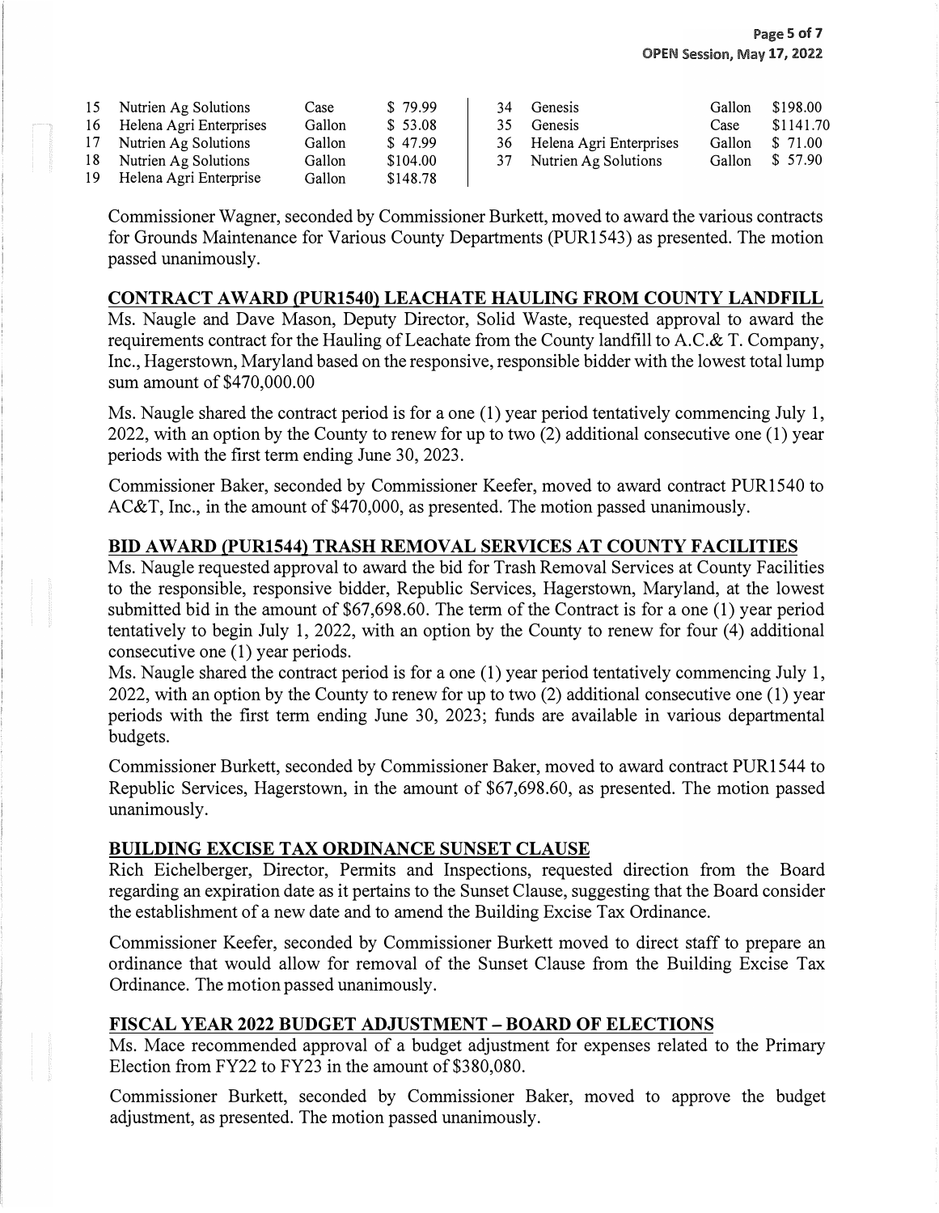| | | | | | | | |
|---|---|---|---|---|---|---|---|
| 15 | Nutrien Ag Solutions | Case | $ 79.99 | 34 | Genesis | Gallon | $198.00 |
| 16 | Helena Agri Enterprises | Gallon | $ 53.08 | 35 | Genesis | Case | $1141.70 |
| 17 | Nutrien Ag Solutions | Gallon | $ 47.99 | 36 | Helena Agri Enterprises | Gallon | $ 71.00 |
| 18 | Nutrien Ag Solutions | Gallon | $104.00 | 37 | Nutrien Ag Solutions | Gallon | $ 57.90 |
| 19 | Helena Agri Enterprise | Gallon | $148.78 | | | | |

Commissioner Wagner, seconded by Commissioner Burkett, moved to award the various contracts for Grounds Maintenance for Various County Departments (PUR1543) as presented. The motion passed unanimously.

## CONTRACT AWARD (PUR1540) LEACHATE HAULING FROM COUNTY LANDFILL

Ms. Naugle and Dave Mason, Deputy Director, Solid Waste, requested approval to award the requirements contract for the Hauling of Leachate from the County landfill to A.C.& T. Company, Inc., Hagerstown, Maryland based on the responsive, responsible bidder with the lowest total lump sum amount of $470,000.00

Ms. Naugle shared the contract period is for a one (1) year period tentatively commencing July 1, 2022, with an option by the County to renew for up to two (2) additional consecutive one (1) year periods with the first term ending June 30, 2023.

Commissioner Baker, seconded by Commissioner Keefer, moved to award contract PUR1540 to AC&T, Inc., in the amount of $470,000, as presented. The motion passed unanimously.

## BID AWARD (PUR1544) TRASH REMOVAL SERVICES AT COUNTY FACILITIES

Ms. Naugle requested approval to award the bid for Trash Removal Services at County Facilities to the responsible, responsive bidder, Republic Services, Hagerstown, Maryland, at the lowest submitted bid in the amount of $67,698.60. The term of the Contract is for a one (1) year period tentatively to begin July 1, 2022, with an option by the County to renew for four (4) additional consecutive one (1) year periods.

Ms. Naugle shared the contract period is for a one (1) year period tentatively commencing July 1, 2022, with an option by the County to renew for up to two (2) additional consecutive one (1) year periods with the first term ending June 30, 2023; funds are available in various departmental budgets.

Commissioner Burkett, seconded by Commissioner Baker, moved to award contract PUR1544 to Republic Services, Hagerstown, in the amount of $67,698.60, as presented. The motion passed unanimously.

## BUILDING EXCISE TAX ORDINANCE SUNSET CLAUSE

Rich Eichelberger, Director, Permits and Inspections, requested direction from the Board regarding an expiration date as it pertains to the Sunset Clause, suggesting that the Board consider the establishment of a new date and to amend the Building Excise Tax Ordinance.

Commissioner Keefer, seconded by Commissioner Burkett moved to direct staff to prepare an ordinance that would allow for removal of the Sunset Clause from the Building Excise Tax Ordinance. The motion passed unanimously.

## FISCAL YEAR 2022 BUDGET ADJUSTMENT – BOARD OF ELECTIONS

Ms. Mace recommended approval of a budget adjustment for expenses related to the Primary Election from FY22 to FY23 in the amount of $380,080.

Commissioner Burkett, seconded by Commissioner Baker, moved to approve the budget adjustment, as presented. The motion passed unanimously.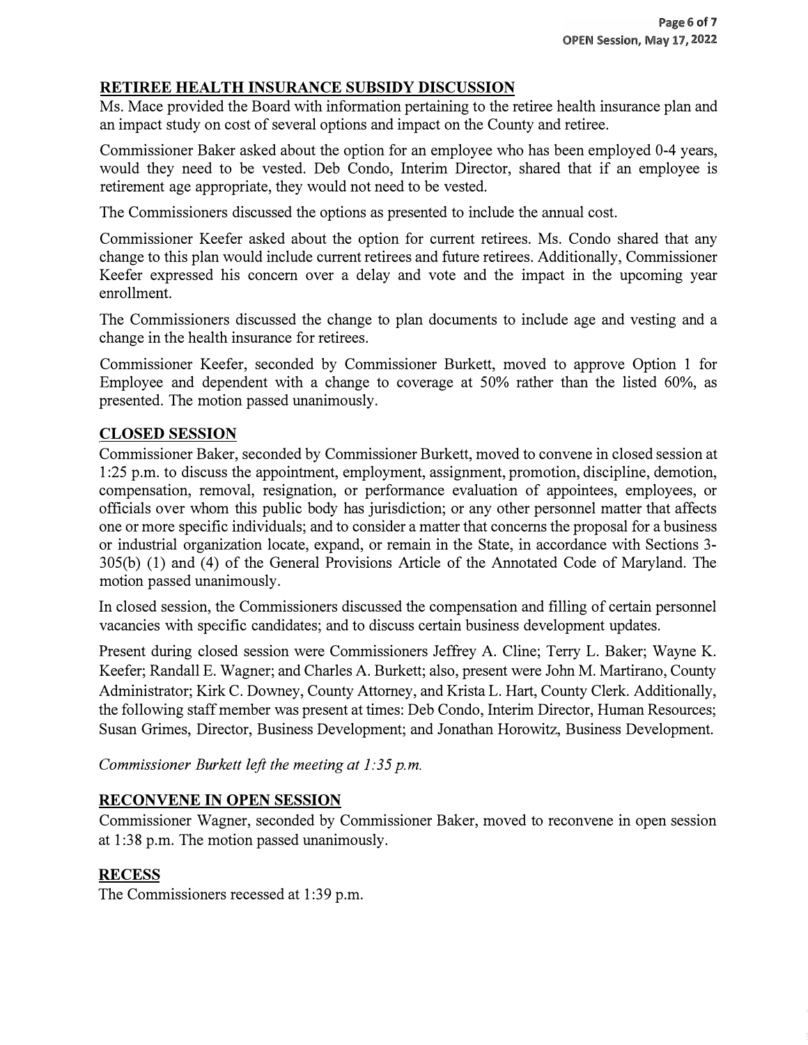## RETIREE HEALTH INSURANCE SUBSIDY DISCUSSION

Ms. Mace provided the Board with information pertaining to the retiree health insurance plan and an impact study on cost of several options and impact on the County and retiree.

Commissioner Baker asked about the option for an employee who has been employed 0-4 years, would they need to be vested. Deb Condo, Interim Director, shared that if an employee is retirement age appropriate, they would not need to be vested.

The Commissioners discussed the options as presented to include the annual cost.

Commissioner Keefer asked about the option for current retirees. Ms. Condo shared that any change to this plan would include current retirees and future retirees. Additionally, Commissioner Keefer expressed his concern over a delay and vote and the impact in the upcoming year enrollment.

The Commissioners discussed the change to plan documents to include age and vesting and a change in the health insurance for retirees.

Commissioner Keefer, seconded by Commissioner Burkett, moved to approve Option 1 for Employee and dependent with a change to coverage at 50% rather than the listed 60%, as presented. The motion passed unanimously.

## CLOSED SESSION

Commissioner Baker, seconded by Commissioner Burkett, moved to convene in closed session at 1:25 p.m. to discuss the appointment, employment, assignment, promotion, discipline, demotion, compensation, removal, resignation, or performance evaluation of appointees, employees, or officials over whom this public body has jurisdiction; or any other personnel matter that affects one or more specific individuals; and to consider a matter that concerns the proposal for a business or industrial organization locate, expand, or remain in the State, in accordance with Sections 3-305(b) (1) and (4) of the General Provisions Article of the Annotated Code of Maryland. The motion passed unanimously.

In closed session, the Commissioners discussed the compensation and filling of certain personnel vacancies with specific candidates; and to discuss certain business development updates.

Present during closed session were Commissioners Jeffrey A. Cline; Terry L. Baker; Wayne K. Keefer; Randall E. Wagner; and Charles A. Burkett; also, present were John M. Martirano, County Administrator; Kirk C. Downey, County Attorney, and Krista L. Hart, County Clerk. Additionally, the following staff member was present at times: Deb Condo, Interim Director, Human Resources; Susan Grimes, Director, Business Development; and Jonathan Horowitz, Business Development.

*Commissioner Burkett left the meeting at 1:35 p.m.*

## RECONVENE IN OPEN SESSION

Commissioner Wagner, seconded by Commissioner Baker, moved to reconvene in open session at 1:38 p.m. The motion passed unanimously.

## RECESS

The Commissioners recessed at 1:39 p.m.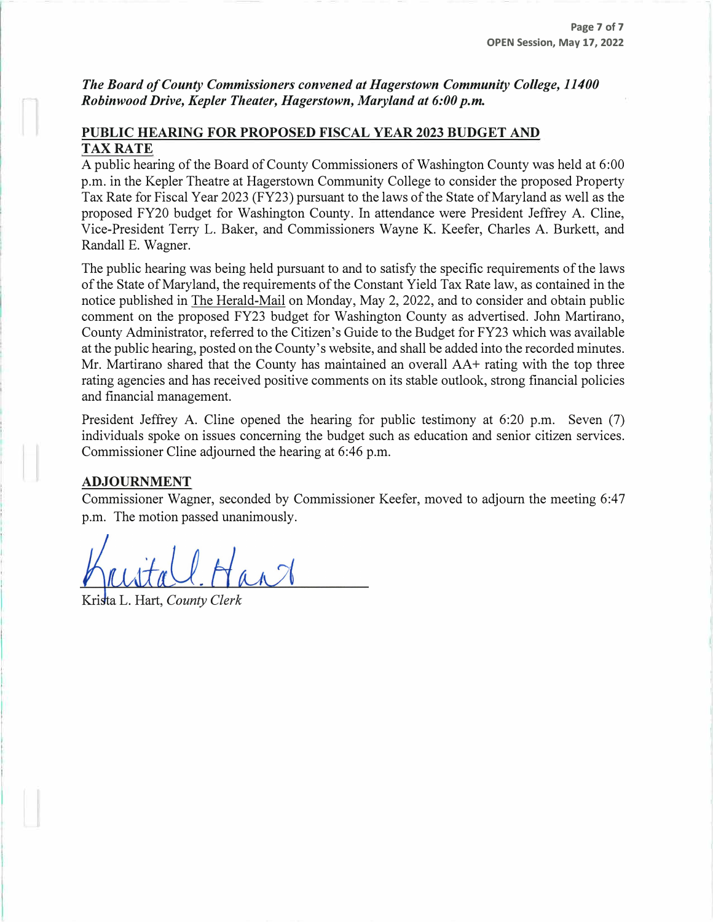***The Board of County Commissioners convened at Hagerstown Community College, 11400 Robinwood Drive, Kepler Theater, Hagerstown, Maryland at 6:00 p.m.***

## PUBLIC HEARING FOR PROPOSED FISCAL YEAR 2023 BUDGET AND TAX RATE

A public hearing of the Board of County Commissioners of Washington County was held at 6:00 p.m. in the Kepler Theatre at Hagerstown Community College to consider the proposed Property Tax Rate for Fiscal Year 2023 (FY23) pursuant to the laws of the State of Maryland as well as the proposed FY20 budget for Washington County. In attendance were President Jeffrey A. Cline, Vice-President Terry L. Baker, and Commissioners Wayne K. Keefer, Charles A. Burkett, and Randall E. Wagner.

The public hearing was being held pursuant to and to satisfy the specific requirements of the laws of the State of Maryland, the requirements of the Constant Yield Tax Rate law, as contained in the notice published in The Herald-Mail on Monday, May 2, 2022, and to consider and obtain public comment on the proposed FY23 budget for Washington County as advertised. John Martirano, County Administrator, referred to the Citizen's Guide to the Budget for FY23 which was available at the public hearing, posted on the County's website, and shall be added into the recorded minutes. Mr. Martirano shared that the County has maintained an overall AA+ rating with the top three rating agencies and has received positive comments on its stable outlook, strong financial policies and financial management.

President Jeffrey A. Cline opened the hearing for public testimony at 6:20 p.m. Seven (7) individuals spoke on issues concerning the budget such as education and senior citizen services. Commissioner Cline adjourned the hearing at 6:46 p.m.

## ADJOURNMENT

Commissioner Wagner, seconded by Commissioner Keefer, moved to adjourn the meeting 6:47 p.m. The motion passed unanimously.

Krista L. Hart, *County Clerk*